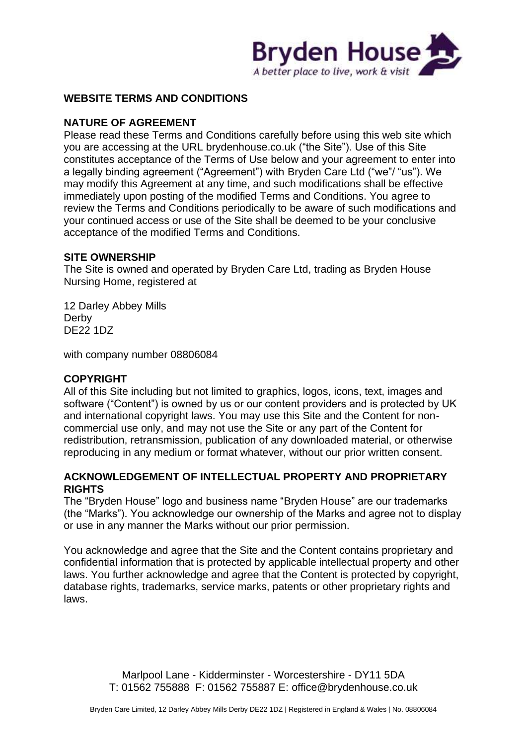# WEBSITE TERMS AND CONDITIONS

## NATURE OF AGREEMENT

Please read these Terms and Conditions carefully before using this web site which you are accessing at the URL brydenhouse.co.uk ("the Site"). Use of this Site constitutes acceptance of the Terms of Use below and your agreement to enter into a legally binding agreement ("Agreement") with Bryden Care Ltd ("we"/ "us"). We may modify this Agreement at any time, and such modifications shall be effective immediately upon posting of the modified Terms and Conditions. You agree to review the Terms and Conditions periodically to be aware of such modifications and your continued access or use of the Site shall be deemed to be your conclusive acceptance of the modified Terms and Conditions.

## SITE OWNERSHIP

The Site is owned and operated by Bryden Care Ltd, trading as Bryden House Nursing Home, registered at

12 Darley Abbey Mills
Derby
DE22 1DZ

with company number 08806084

## COPYRIGHT

All of this Site including but not limited to graphics, logos, icons, text, images and software ("Content") is owned by us or our content providers and is protected by UK and international copyright laws. You may use this Site and the Content for non-commercial use only, and may not use the Site or any part of the Content for redistribution, retransmission, publication of any downloaded material, or otherwise reproducing in any medium or format whatever, without our prior written consent.

## ACKNOWLEDGEMENT OF INTELLECTUAL PROPERTY AND PROPRIETARY RIGHTS

The "Bryden House" logo and business name "Bryden House" are our trademarks (the "Marks"). You acknowledge our ownership of the Marks and agree not to display or use in any manner the Marks without our prior permission.

You acknowledge and agree that the Site and the Content contains proprietary and confidential information that is protected by applicable intellectual property and other laws. You further acknowledge and agree that the Content is protected by copyright, database rights, trademarks, service marks, patents or other proprietary rights and laws.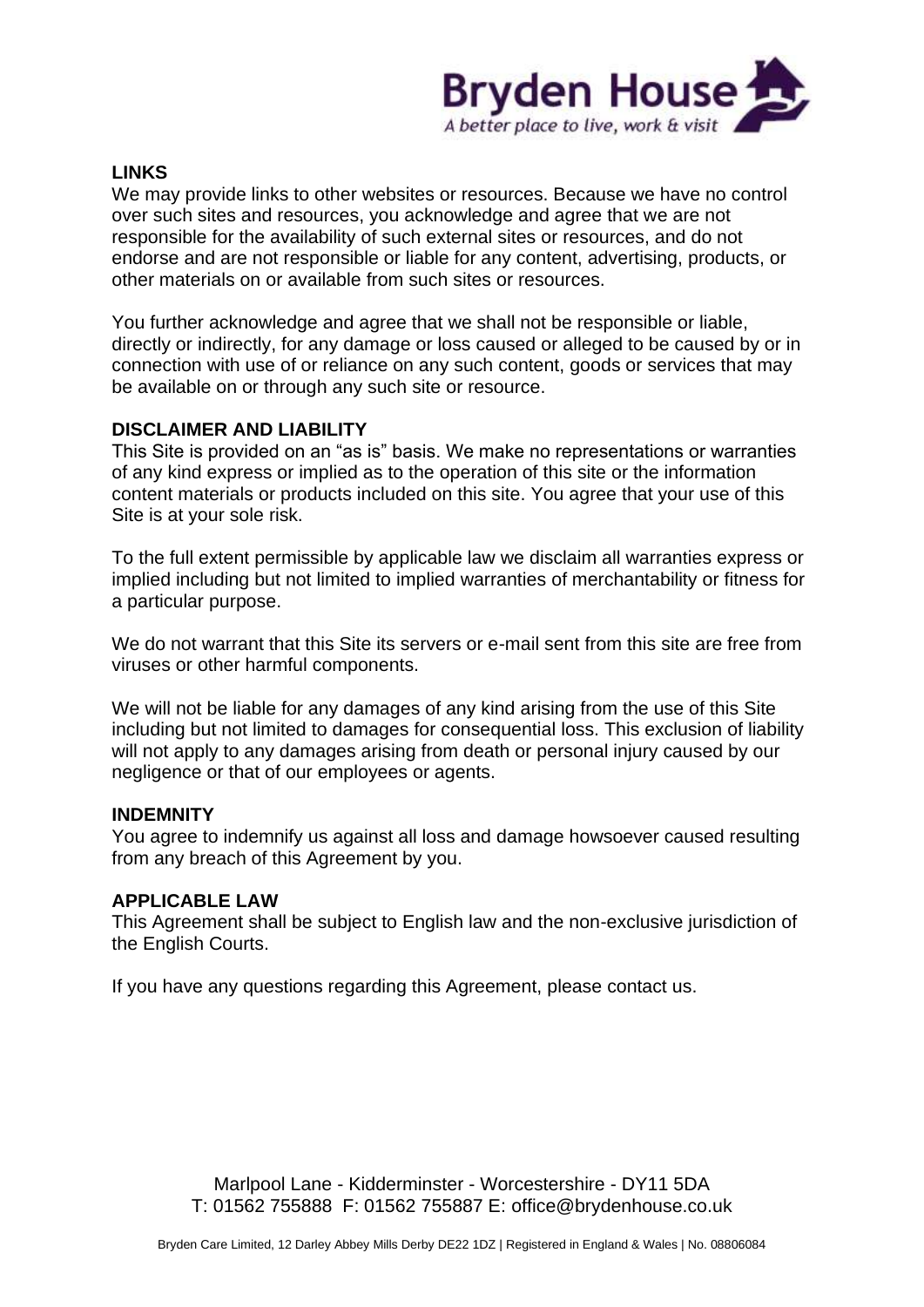## LINKS

We may provide links to other websites or resources. Because we have no control over such sites and resources, you acknowledge and agree that we are not responsible for the availability of such external sites or resources, and do not endorse and are not responsible or liable for any content, advertising, products, or other materials on or available from such sites or resources.

You further acknowledge and agree that we shall not be responsible or liable, directly or indirectly, for any damage or loss caused or alleged to be caused by or in connection with use of or reliance on any such content, goods or services that may be available on or through any such site or resource.

## DISCLAIMER AND LIABILITY

This Site is provided on an "as is" basis. We make no representations or warranties of any kind express or implied as to the operation of this site or the information content materials or products included on this site. You agree that your use of this Site is at your sole risk.

To the full extent permissible by applicable law we disclaim all warranties express or implied including but not limited to implied warranties of merchantability or fitness for a particular purpose.

We do not warrant that this Site its servers or e-mail sent from this site are free from viruses or other harmful components.

We will not be liable for any damages of any kind arising from the use of this Site including but not limited to damages for consequential loss. This exclusion of liability will not apply to any damages arising from death or personal injury caused by our negligence or that of our employees or agents.

## INDEMNITY

You agree to indemnify us against all loss and damage howsoever caused resulting from any breach of this Agreement by you.

## APPLICABLE LAW

This Agreement shall be subject to English law and the non-exclusive jurisdiction of the English Courts.

If you have any questions regarding this Agreement, please contact us.